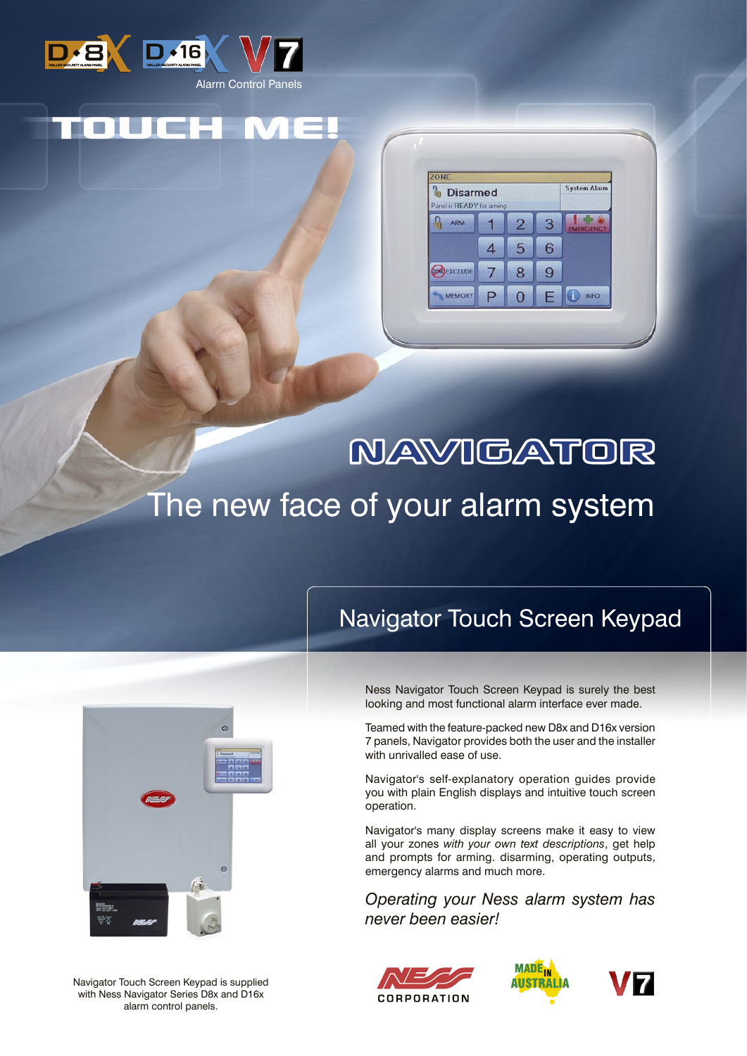D8X D16X V7

Alarm Control Panels

# TOUCH ME!

# NAVIGATOR

## The new face of your alarm system

## Navigator Touch Screen Keypad

Ness Navigator Touch Screen Keypad is surely the best looking and most functional alarm interface ever made.

Teamed with the feature-packed new D8x and D16x version 7 panels, Navigator provides both the user and the installer with unrivalled ease of use.

Navigator's self-explanatory operation guides provide you with plain English displays and intuitive touch screen operation.

Navigator's many display screens make it easy to view all your zones *with your own text descriptions*, get help and prompts for arming. disarming, operating outputs, emergency alarms and much more.

*Operating your Ness alarm system has never been easier!*

Navigator Touch Screen Keypad is supplied with Ness Navigator Series D8x and D16x alarm control panels.

NESS CORPORATION

MADE IN AUSTRALIA

V7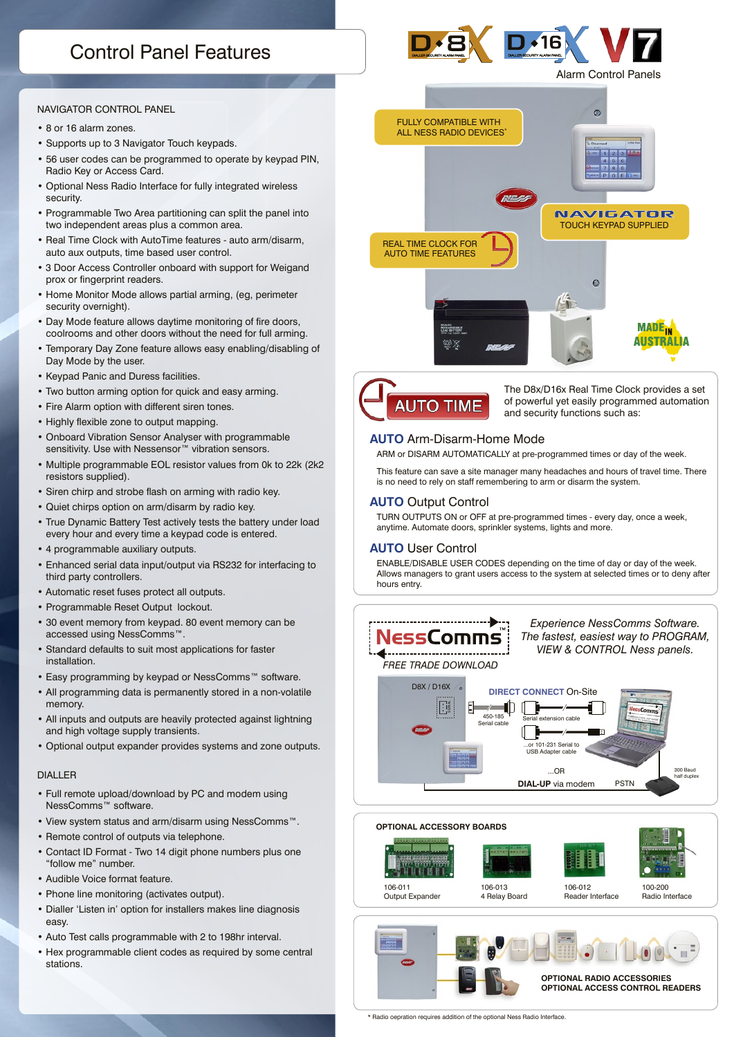# Control Panel Features

D8X D16X V7
Alarm Control Panels

## NAVIGATOR CONTROL PANEL

- 8 or 16 alarm zones.
- Supports up to 3 Navigator Touch keypads.
- 56 user codes can be programmed to operate by keypad PIN, Radio Key or Access Card.
- Optional Ness Radio Interface for fully integrated wireless security.
- Programmable Two Area partitioning can split the panel into two independent areas plus a common area.
- Real Time Clock with AutoTime features - auto arm/disarm, auto aux outputs, time based user control.
- 3 Door Access Controller onboard with support for Weigand prox or fingerprint readers.
- Home Monitor Mode allows partial arming, (eg, perimeter security overnight).
- Day Mode feature allows daytime monitoring of fire doors, coolrooms and other doors without the need for full arming.
- Temporary Day Zone feature allows easy enabling/disabling of Day Mode by the user.
- Keypad Panic and Duress facilities.
- Two button arming option for quick and easy arming.
- Fire Alarm option with different siren tones.
- Highly flexible zone to output mapping.
- Onboard Vibration Sensor Analyser with programmable sensitivity. Use with Nessensor™ vibration sensors.
- Multiple programmable EOL resistor values from 0k to 22k (2k2 resistors supplied).
- Siren chirp and strobe flash on arming with radio key.
- Quiet chirps option on arm/disarm by radio key.
- True Dynamic Battery Test actively tests the battery under load every hour and every time a keypad code is entered.
- 4 programmable auxiliary outputs.
- Enhanced serial data input/output via RS232 for interfacing to third party controllers.
- Automatic reset fuses protect all outputs.
- Programmable Reset Output lockout.
- 30 event memory from keypad. 80 event memory can be accessed using NessComms™.
- Standard defaults to suit most applications for faster installation.
- Easy programming by keypad or NessComms™ software.
- All programming data is permanently stored in a non-volatile memory.
- All inputs and outputs are heavily protected against lightning and high voltage supply transients.
- Optional output expander provides systems and zone outputs.

## DIALLER

- Full remote upload/download by PC and modem using NessComms™ software.
- View system status and arm/disarm using NessComms™.
- Remote control of outputs via telephone.
- Contact ID Format - Two 14 digit phone numbers plus one “follow me” number.
- Audible Voice format feature.
- Phone line monitoring (activates output).
- Dialler ‘Listen in’ option for installers makes line diagnosis easy.
- Auto Test calls programmable with 2 to 198hr interval.
- Hex programmable client codes as required by some central stations.

FULLY COMPATIBLE WITH ALL NESS RADIO DEVICES*

NAVIGATOR TOUCH KEYPAD SUPPLIED

REAL TIME CLOCK FOR AUTO TIME FEATURES

MADE IN AUSTRALIA

## AUTO TIME

The D8x/D16x Real Time Clock provides a set of powerful yet easily programmed automation and security functions such as:

### AUTO Arm-Disarm-Home Mode

ARM or DISARM AUTOMATICALLY at pre-programmed times or day of the week.

This feature can save a site manager many headaches and hours of travel time. There is no need to rely on staff remembering to arm or disarm the system.

### AUTO Output Control

TURN OUTPUTS ON or OFF at pre-programmed times - every day, once a week, anytime. Automate doors, sprinkler systems, lights and more.

### AUTO User Control

ENABLE/DISABLE USER CODES depending on the time of day or day of the week. Allows managers to grant users access to the system at selected times or to deny after hours entry.

## NessComms™

FREE TRADE DOWNLOAD

*Experience NessComms Software. The fastest, easiest way to PROGRAM, VIEW & CONTROL Ness panels.*

D8X / D16X

DIRECT CONNECT On-Site

450-185 Serial cable

Serial extension cable

...or 101-231 Serial to USB Adapter cable

...OR

DIAL-UP via modem

PSTN

300 Baud half duplex

## OPTIONAL ACCESSORY BOARDS

| 106-011 | 106-013 | 106-012 | 100-200 |
|---|---|---|---|
| Output Expander | 4 Relay Board | Reader Interface | Radio Interface |

OPTIONAL RADIO ACCESSORIES
OPTIONAL ACCESS CONTROL READERS

* Radio oepration requires addition of the optional Ness Radio Interface.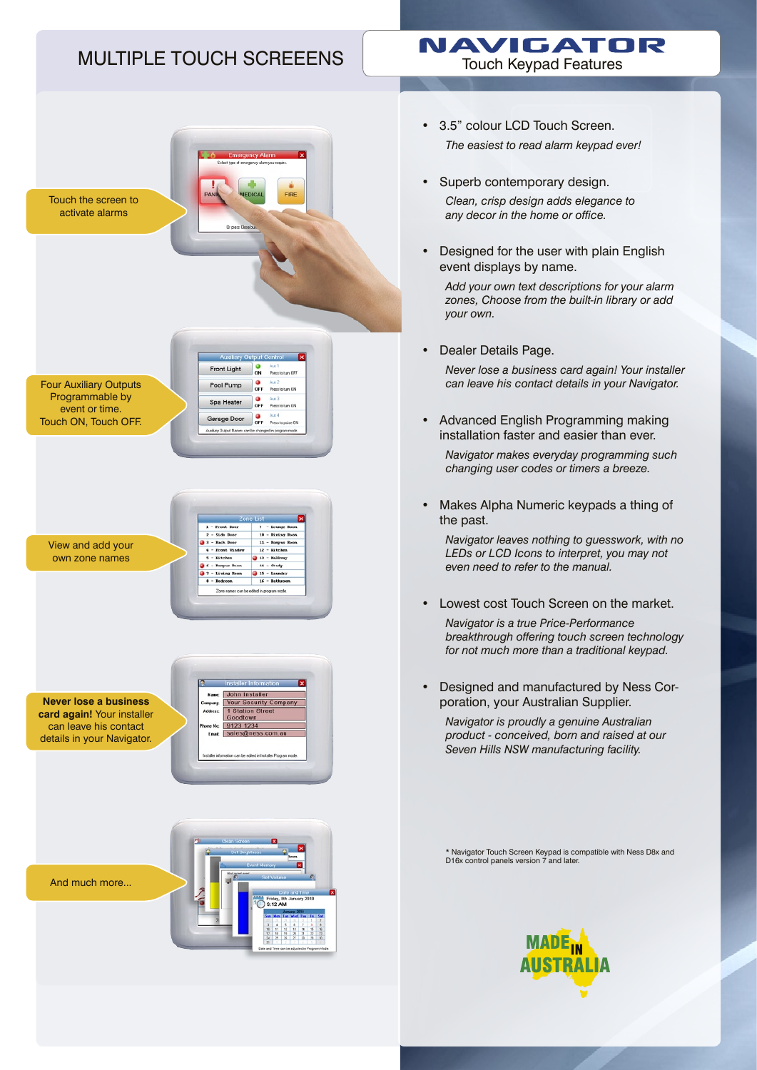# MULTIPLE TOUCH SCREEENS

# NAVIGATOR

## Touch Keypad Features

Touch the screen to activate alarms

Four Auxiliary Outputs Programmable by event or time. Touch ON, Touch OFF.

View and add your own zone names

**Never lose a business card again!** Your installer can leave his contact details in your Navigator.

And much more...

- 3.5" colour LCD Touch Screen.

  *The easiest to read alarm keypad ever!*

- Superb contemporary design.

  *Clean, crisp design adds elegance to any decor in the home or office.*

- Designed for the user with plain English event displays by name.

  *Add your own text descriptions for your alarm zones, Choose from the built-in library or add your own.*

- Dealer Details Page.

  *Never lose a business card again! Your installer can leave his contact details in your Navigator.*

- Advanced English Programming making installation faster and easier than ever.

  *Navigator makes everyday programming such changing user codes or timers a breeze.*

- Makes Alpha Numeric keypads a thing of the past.

  *Navigator leaves nothing to guesswork, with no LEDs or LCD Icons to interpret, you may not even need to refer to the manual.*

- Lowest cost Touch Screen on the market.

  *Navigator is a true Price-Performance breakthrough offering touch screen technology for not much more than a traditional keypad.*

- Designed and manufactured by Ness Corporation, your Australian Supplier.

  *Navigator is proudly a genuine Australian product - conceived, born and raised at our Seven Hills NSW manufacturing facility.*

\* Navigator Touch Screen Keypad is compatible with Ness D8x and D16x control panels version 7 and later.

MADE IN AUSTRALIA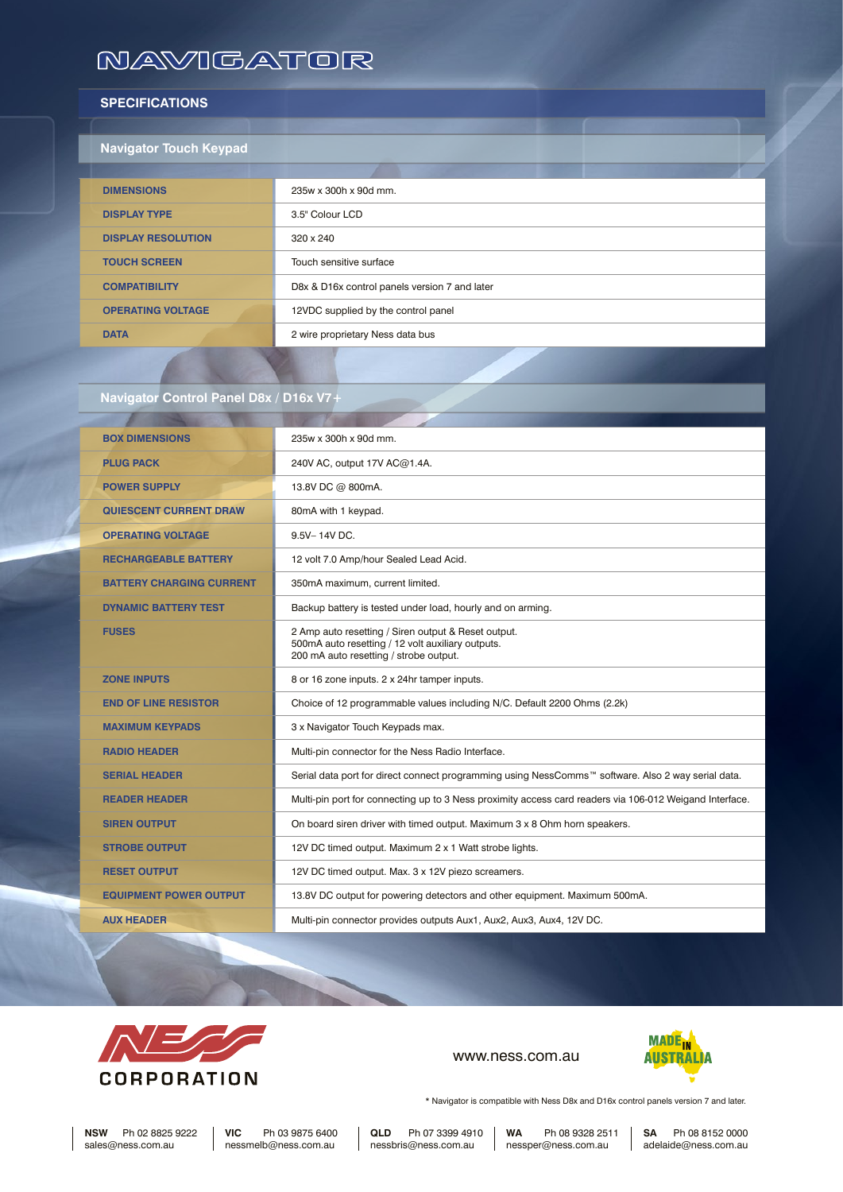# NAVIGATOR

## SPECIFICATIONS

### Navigator Touch Keypad

| | |
|---|---|
| DIMENSIONS | 235w x 300h x 90d mm. |
| DISPLAY TYPE | 3.5" Colour LCD |
| DISPLAY RESOLUTION | 320 x 240 |
| TOUCH SCREEN | Touch sensitive surface |
| COMPATIBILITY | D8x & D16x control panels version 7 and later |
| OPERATING VOLTAGE | 12VDC supplied by the control panel |
| DATA | 2 wire proprietary Ness data bus |

### Navigator Control Panel D8x / D16x V7+

| | |
|---|---|
| BOX DIMENSIONS | 235w x 300h x 90d mm. |
| PLUG PACK | 240V AC, output 17V AC@1.4A. |
| POWER SUPPLY | 13.8V DC @ 800mA. |
| QUIESCENT CURRENT DRAW | 80mA with 1 keypad. |
| OPERATING VOLTAGE | 9.5V– 14V DC. |
| RECHARGEABLE BATTERY | 12 volt 7.0 Amp/hour Sealed Lead Acid. |
| BATTERY CHARGING CURRENT | 350mA maximum, current limited. |
| DYNAMIC BATTERY TEST | Backup battery is tested under load, hourly and on arming. |
| FUSES | 2 Amp auto resetting / Siren output & Reset output.<br>500mA auto resetting / 12 volt auxiliary outputs.<br>200 mA auto resetting / strobe output. |
| ZONE INPUTS | 8 or 16 zone inputs. 2 x 24hr tamper inputs. |
| END OF LINE RESISTOR | Choice of 12 programmable values including N/C. Default 2200 Ohms (2.2k) |
| MAXIMUM KEYPADS | 3 x Navigator Touch Keypads max. |
| RADIO HEADER | Multi-pin connector for the Ness Radio Interface. |
| SERIAL HEADER | Serial data port for direct connect programming using NessComms™ software. Also 2 way serial data. |
| READER HEADER | Multi-pin port for connecting up to 3 Ness proximity access card readers via 106-012 Weigand Interface. |
| SIREN OUTPUT | On board siren driver with timed output. Maximum 3 x 8 Ohm horn speakers. |
| STROBE OUTPUT | 12V DC timed output. Maximum 2 x 1 Watt strobe lights. |
| RESET OUTPUT | 12V DC timed output. Max. 3 x 12V piezo screamers. |
| EQUIPMENT POWER OUTPUT | 13.8V DC output for powering detectors and other equipment. Maximum 500mA. |
| AUX HEADER | Multi-pin connector provides outputs Aux1, Aux2, Aux3, Aux4, 12V DC. |

NESS CORPORATION

www.ness.com.au

MADE IN AUSTRALIA

* Navigator is compatible with Ness D8x and D16x control panels version 7 and later.

**NSW** Ph 02 8825 9222 sales@ness.com.au | **VIC** Ph 03 9875 6400 nessmelb@ness.com.au | **QLD** Ph 07 3399 4910 nessbris@ness.com.au | **WA** Ph 08 9328 2511 nessper@ness.com.au | **SA** Ph 08 8152 0000 adelaide@ness.com.au